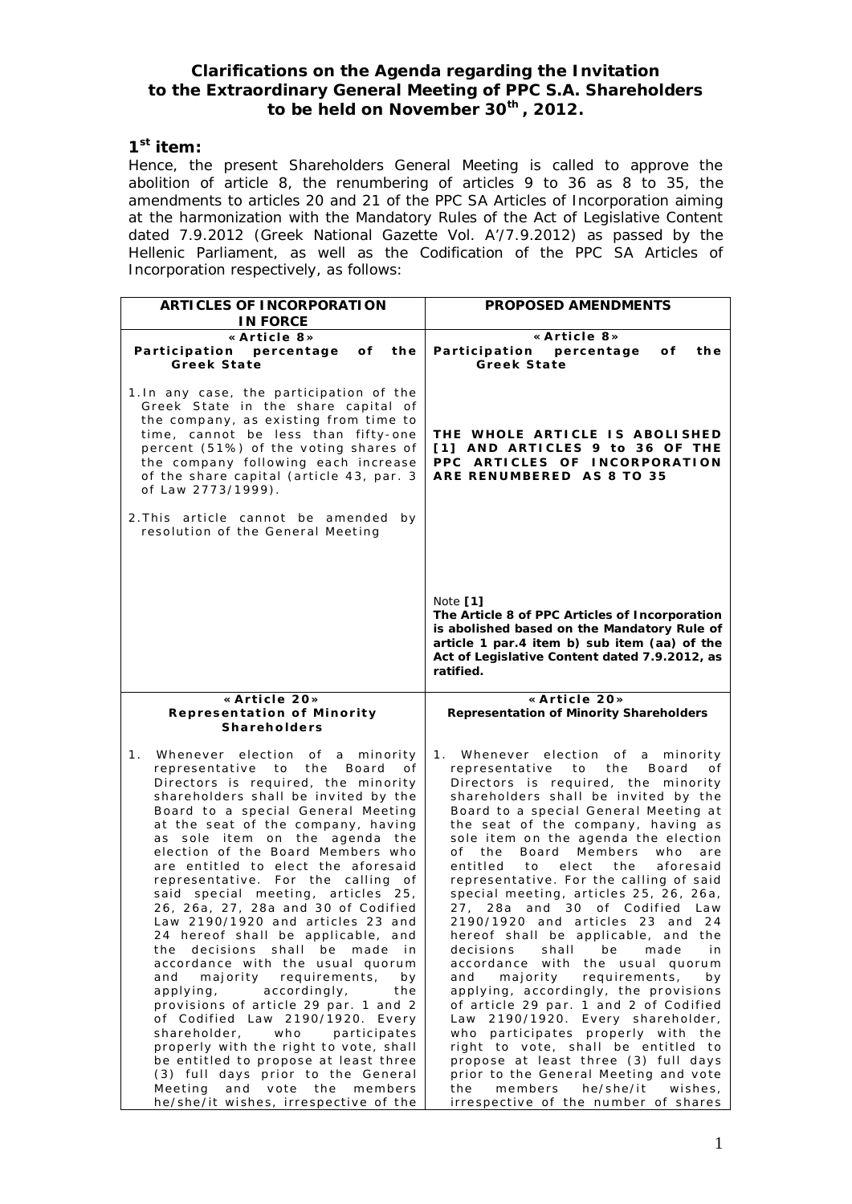## Clarifications on the Agenda regarding the Invitation to the Extraordinary General Meeting of PPC S.A. Shareholders to be held on November 30th, 2012.

### 1st item:

Hence, the present Shareholders General Meeting is called to approve the abolition of article 8, the renumbering of articles 9 to 36 as 8 to 35, the amendments to articles 20 and 21 of the PPC SA Articles of Incorporation aiming at the harmonization with the Mandatory Rules of the Act of Legislative Content dated 7.9.2012 (Greek National Gazette Vol. A'/7.9.2012) as passed by the Hellenic Parliament, as well as the Codification of the PPC SA Articles of Incorporation respectively, as follows:

| ARTICLES OF INCORPORATION IN FORCE | PROPOSED AMENDMENTS |
|---|---|
| **«Article 8»**<br>**Participation percentage of the Greek State**<br><br>1. In any case, the participation of the Greek State in the share capital of the company, as existing from time to time, cannot be less than fifty-one percent (51%) of the voting shares of the company following each increase of the share capital (article 43, par. 3 of Law 2773/1999).<br><br>2. This article cannot be amended by resolution of the General Meeting | **«Article 8»**<br>**Participation percentage of the Greek State**<br><br>**THE WHOLE ARTICLE IS ABOLISHED [1] AND ARTICLES 9 to 36 OF THE PPC ARTICLES OF INCORPORATION ARE RENUMBERED AS 8 TO 35**<br><br>Note **[1]**<br>**The Article 8 of PPC Articles of Incorporation is abolished based on the Mandatory Rule of article 1 par.4 item b) sub item (aa) of the Act of Legislative Content dated 7.9.2012, as ratified.** |
| **«Article 20»**<br>**Representation of Minority Shareholders**<br><br>1. Whenever election of a minority representative to the Board of Directors is required, the minority shareholders shall be invited by the Board to a special General Meeting at the seat of the company, having as sole item on the agenda the election of the Board Members who are entitled to elect the aforesaid representative. For the calling of said special meeting, articles 25, 26, 26a, 27, 28a and 30 of Codified Law 2190/1920 and articles 23 and 24 hereof shall be applicable, and the decisions shall be made in accordance with the usual quorum and majority requirements, by applying, accordingly, the provisions of article 29 par. 1 and 2 of Codified Law 2190/1920. Every shareholder, who participates properly with the right to vote, shall be entitled to propose at least three (3) full days prior to the General Meeting and vote the members he/she/it wishes, irrespective of the | **«Article 20»**<br>**Representation of Minority Shareholders**<br><br>1. Whenever election of a minority representative to the Board of Directors is required, the minority shareholders shall be invited by the Board to a special General Meeting at the seat of the company, having as sole item on the agenda the election of the Board Members who are entitled to elect the aforesaid representative. For the calling of said special meeting, articles 25, 26, 26a, 27, 28a and 30 of Codified Law 2190/1920 and articles 23 and 24 hereof shall be applicable, and the decisions shall be made in accordance with the usual quorum and majority requirements, by applying, accordingly, the provisions of article 29 par. 1 and 2 of Codified Law 2190/1920. Every shareholder, who participates properly with the right to vote, shall be entitled to propose at least three (3) full days prior to the General Meeting and vote the members he/she/it wishes, irrespective of the number of shares |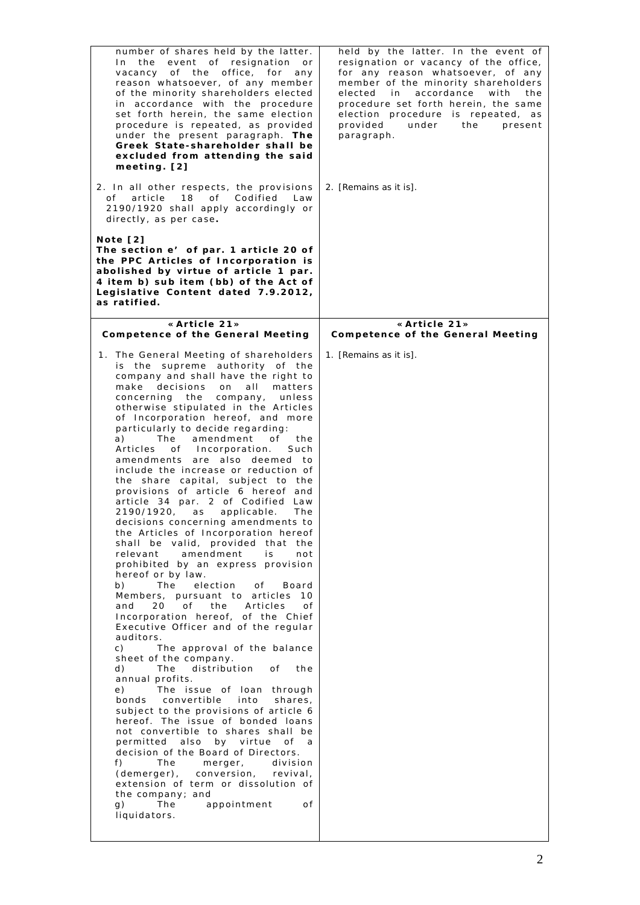| | |
|---|---|
| number of shares held by the latter. In the event of resignation or vacancy of the office, for any reason whatsoever, of any member of the minority shareholders elected in accordance with the procedure set forth herein, the same election procedure is repeated, as provided under the present paragraph. **The Greek State-shareholder shall be excluded from attending the said meeting. [2]**<br><br>2. In all other respects, the provisions of article 18 of Codified Law 2190/1920 shall apply accordingly or directly, as per case**.**<br><br>**Note [2]**<br>**The section e' of par. 1 article 20 of the PPC Articles of Incorporation is abolished by virtue of article 1 par. 4 item b) sub item (bb) of the Act of Legislative Content dated 7.9.2012, as ratified.** | held by the latter. In the event of resignation or vacancy of the office, for any reason whatsoever, of any member of the minority shareholders elected in accordance with the procedure set forth herein, the same election procedure is repeated, as provided under the present paragraph.<br><br>2. [Remains as it is]. |
| **«Article 21»**<br>**Competence of the General Meeting** | **«Article 21»**<br>**Competence of the General Meeting** |
| 1. The General Meeting of shareholders is the supreme authority of the company and shall have the right to make decisions on all matters concerning the company, unless otherwise stipulated in the Articles of Incorporation hereof, and more particularly to decide regarding:<br>a) The amendment of the Articles of Incorporation. Such amendments are also deemed to include the increase or reduction of the share capital, subject to the provisions of article 6 hereof and article 34 par. 2 of Codified Law 2190/1920, as applicable. The decisions concerning amendments to the Articles of Incorporation hereof shall be valid, provided that the relevant amendment is not prohibited by an express provision hereof or by law.<br>b) The election of Board Members, pursuant to articles 10 and 20 of the Articles of Incorporation hereof, of the Chief Executive Officer and of the regular auditors.<br>c) The approval of the balance sheet of the company.<br>d) The distribution of the annual profits.<br>e) The issue of loan through bonds convertible into shares, subject to the provisions of article 6 hereof. The issue of bonded loans not convertible to shares shall be permitted also by virtue of a decision of the Board of Directors.<br>f) The merger, division (demerger), conversion, revival, extension of term or dissolution of the company; and<br>g) The appointment of liquidators. | 1. [Remains as it is]. |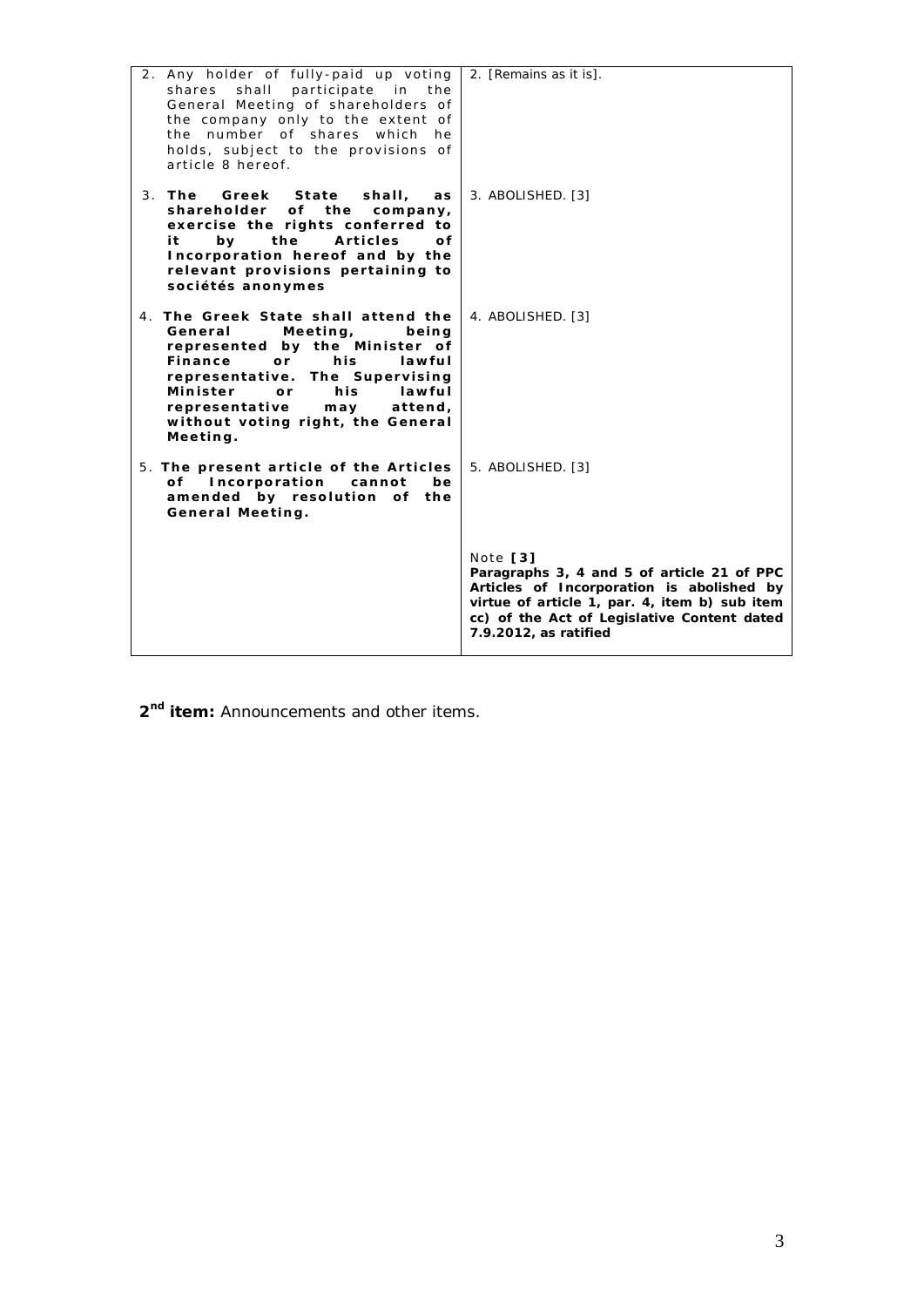| | |
|---|---|
| 2. Any holder of fully-paid up voting shares shall participate in the General Meeting of shareholders of the company only to the extent of the number of shares which he holds, subject to the provisions of article 8 hereof. | 2. [Remains as it is]. |
| 3. **The Greek State shall, as shareholder of the company, exercise the rights conferred to it by the Articles of Incorporation hereof and by the relevant provisions pertaining to sociétés anonymes** | 3. ABOLISHED. [3] |
| 4. **The Greek State shall attend the General Meeting, being represented by the Minister of Finance or his lawful representative. The Supervising Minister or his lawful representative may attend, without voting right, the General Meeting.** | 4. ABOLISHED. [3] |
| 5. **The present article of the Articles of Incorporation cannot be amended by resolution of the General Meeting.** | 5. ABOLISHED. [3] |
| | Note **[3]** **Paragraphs 3, 4 and 5 of article 21 of PPC Articles of Incorporation is abolished by virtue of article 1, par. 4, item b) sub item cc) of the Act of Legislative Content dated 7.9.2012, as ratified** |

**2nd item:** Announcements and other items.